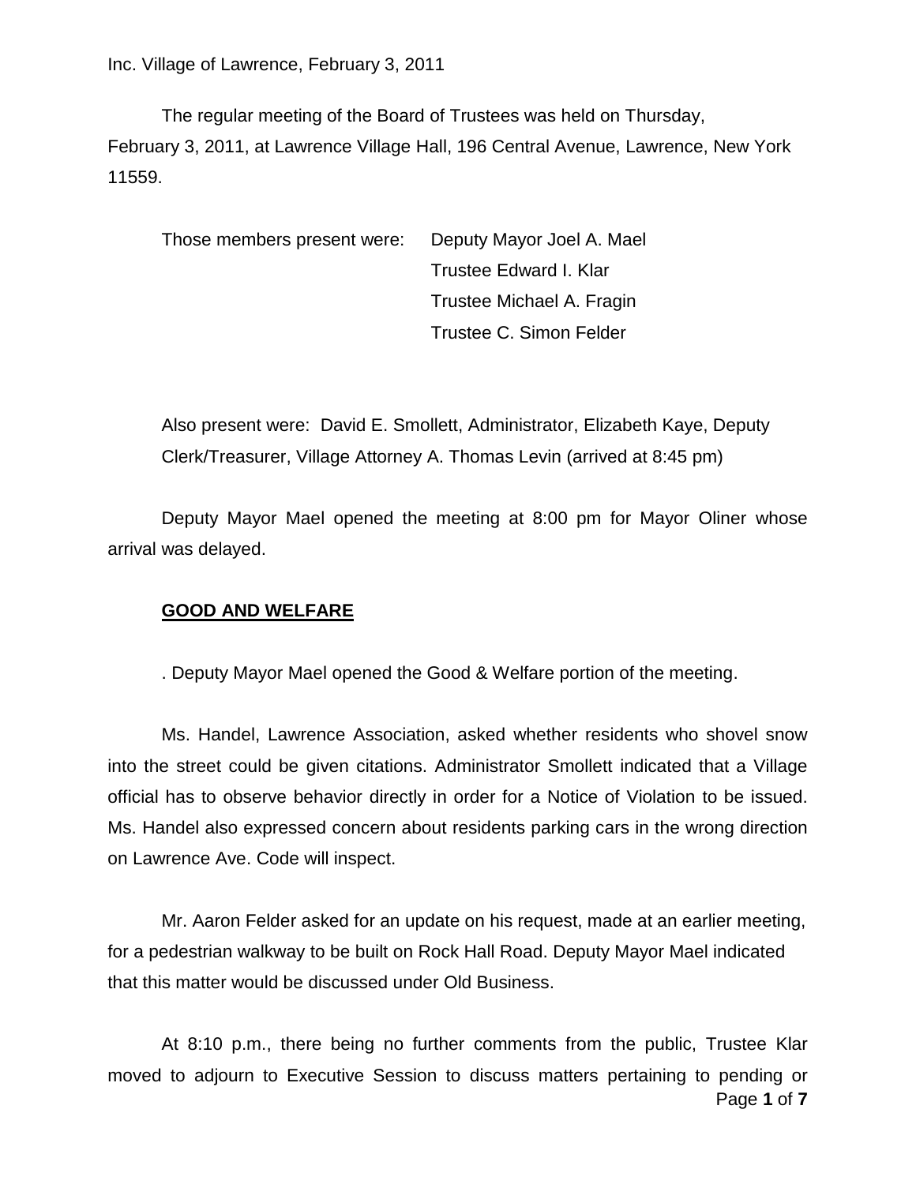Inc. Village of Lawrence, February 3, 2011

The regular meeting of the Board of Trustees was held on Thursday, February 3, 2011, at Lawrence Village Hall, 196 Central Avenue, Lawrence, New York 11559.

Those members present were:
- Deputy Mayor Joel A. Mael
- Trustee Edward I. Klar
- Trustee Michael A. Fragin
- Trustee C. Simon Felder

Also present were: David E. Smollett, Administrator, Elizabeth Kaye, Deputy Clerk/Treasurer, Village Attorney A. Thomas Levin (arrived at 8:45 pm)

Deputy Mayor Mael opened the meeting at 8:00 pm for Mayor Oliner whose arrival was delayed.

## GOOD AND WELFARE

. Deputy Mayor Mael opened the Good & Welfare portion of the meeting.

Ms. Handel, Lawrence Association, asked whether residents who shovel snow into the street could be given citations. Administrator Smollett indicated that a Village official has to observe behavior directly in order for a Notice of Violation to be issued. Ms. Handel also expressed concern about residents parking cars in the wrong direction on Lawrence Ave. Code will inspect.

Mr. Aaron Felder asked for an update on his request, made at an earlier meeting, for a pedestrian walkway to be built on Rock Hall Road. Deputy Mayor Mael indicated that this matter would be discussed under Old Business.

At 8:10 p.m., there being no further comments from the public, Trustee Klar moved to adjourn to Executive Session to discuss matters pertaining to pending or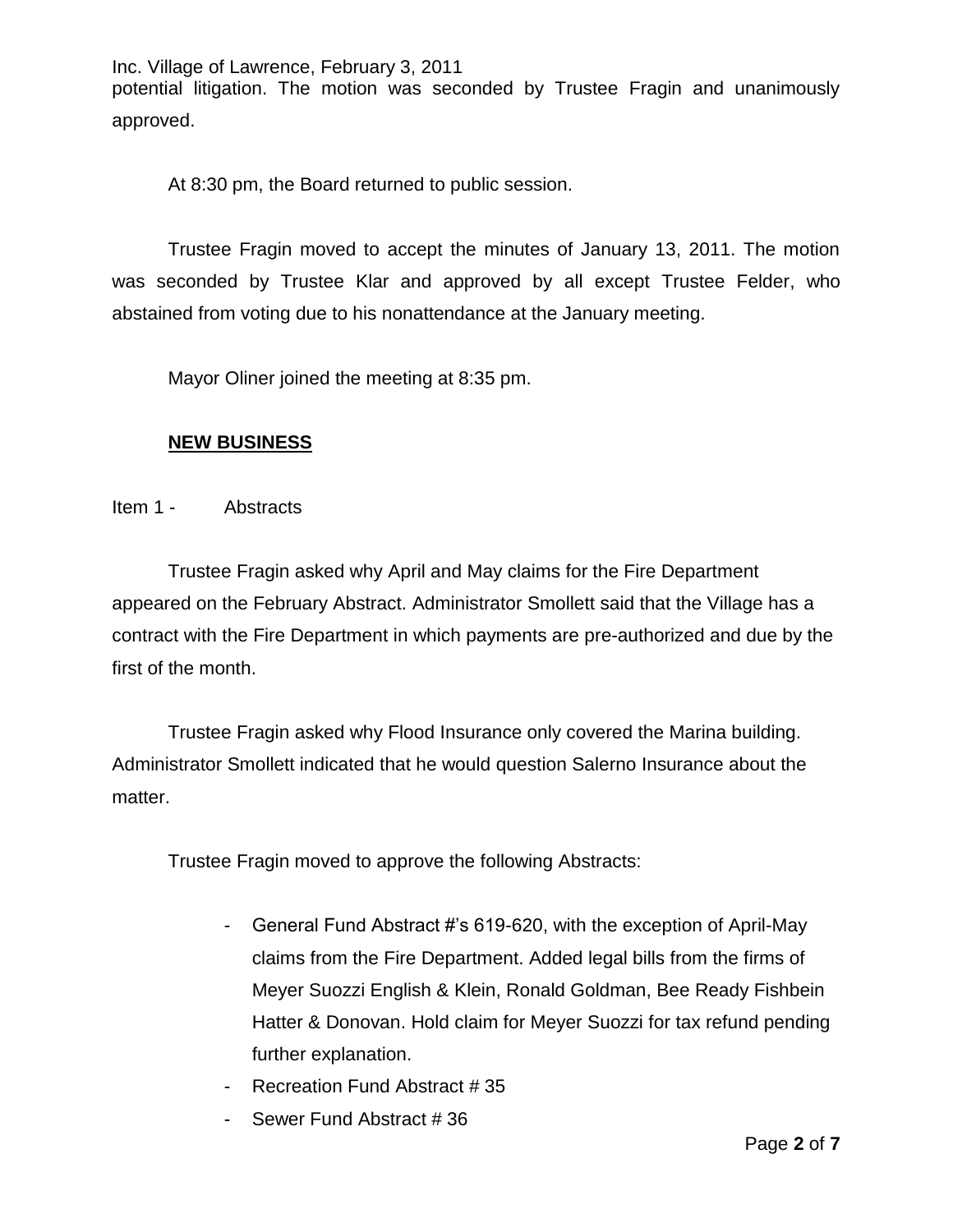potential litigation. The motion was seconded by Trustee Fragin and unanimously approved.

At 8:30 pm, the Board returned to public session.

Trustee Fragin moved to accept the minutes of January 13, 2011. The motion was seconded by Trustee Klar and approved by all except Trustee Felder, who abstained from voting due to his nonattendance at the January meeting.

Mayor Oliner joined the meeting at 8:35 pm.

**NEW BUSINESS**

Item 1 - Abstracts

Trustee Fragin asked why April and May claims for the Fire Department appeared on the February Abstract. Administrator Smollett said that the Village has a contract with the Fire Department in which payments are pre-authorized and due by the first of the month.

Trustee Fragin asked why Flood Insurance only covered the Marina building. Administrator Smollett indicated that he would question Salerno Insurance about the matter.

Trustee Fragin moved to approve the following Abstracts:

- General Fund Abstract #'s 619-620, with the exception of April-May claims from the Fire Department. Added legal bills from the firms of Meyer Suozzi English & Klein, Ronald Goldman, Bee Ready Fishbein Hatter & Donovan. Hold claim for Meyer Suozzi for tax refund pending further explanation.
- Recreation Fund Abstract # 35
- Sewer Fund Abstract # 36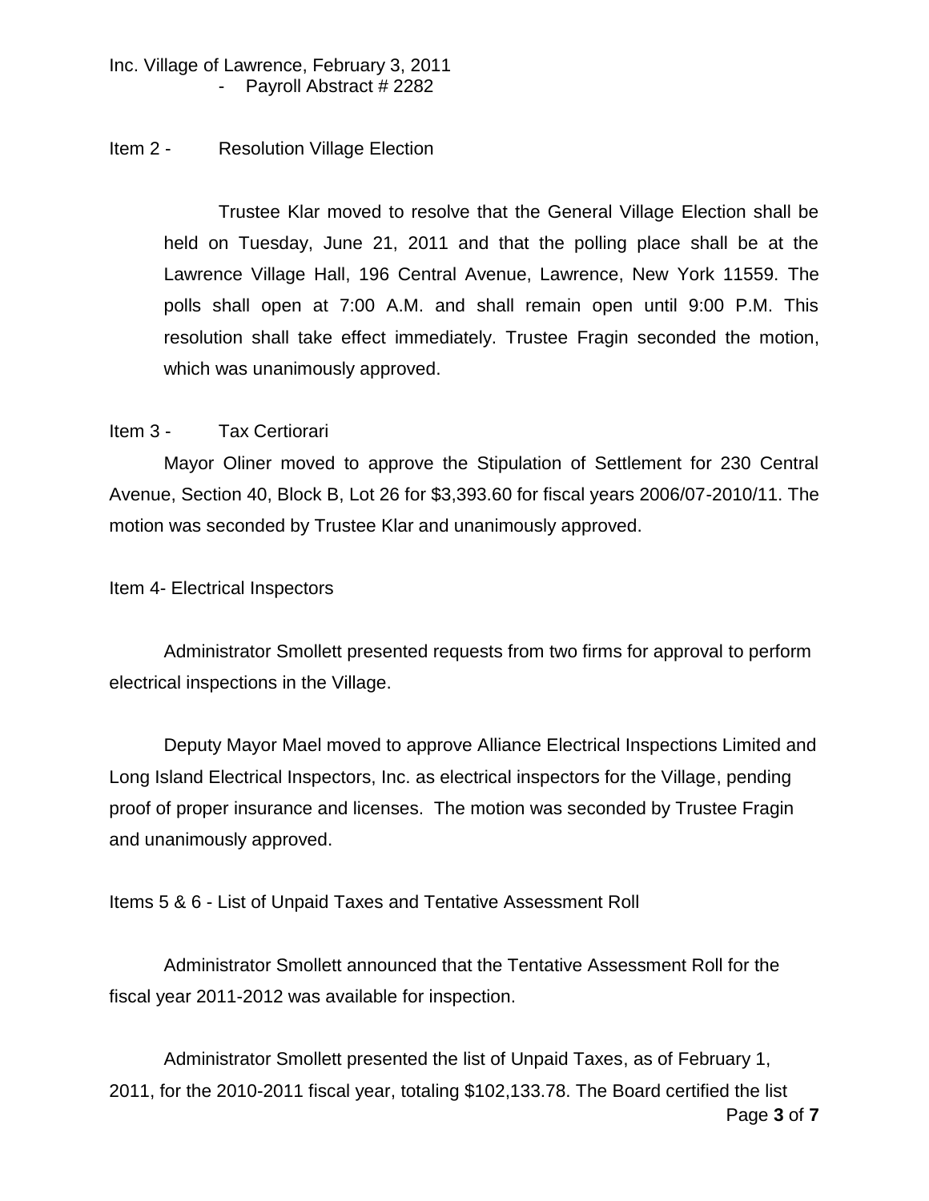- Payroll Abstract # 2282

Item 2 - Resolution Village Election

Trustee Klar moved to resolve that the General Village Election shall be held on Tuesday, June 21, 2011 and that the polling place shall be at the Lawrence Village Hall, 196 Central Avenue, Lawrence, New York 11559. The polls shall open at 7:00 A.M. and shall remain open until 9:00 P.M. This resolution shall take effect immediately. Trustee Fragin seconded the motion, which was unanimously approved.

Item 3 - Tax Certiorari

Mayor Oliner moved to approve the Stipulation of Settlement for 230 Central Avenue, Section 40, Block B, Lot 26 for $3,393.60 for fiscal years 2006/07-2010/11. The motion was seconded by Trustee Klar and unanimously approved.

Item 4- Electrical Inspectors

Administrator Smollett presented requests from two firms for approval to perform electrical inspections in the Village.

Deputy Mayor Mael moved to approve Alliance Electrical Inspections Limited and Long Island Electrical Inspectors, Inc. as electrical inspectors for the Village, pending proof of proper insurance and licenses. The motion was seconded by Trustee Fragin and unanimously approved.

Items 5 & 6 - List of Unpaid Taxes and Tentative Assessment Roll

Administrator Smollett announced that the Tentative Assessment Roll for the fiscal year 2011-2012 was available for inspection.

Administrator Smollett presented the list of Unpaid Taxes, as of February 1, 2011, for the 2010-2011 fiscal year, totaling $102,133.78. The Board certified the list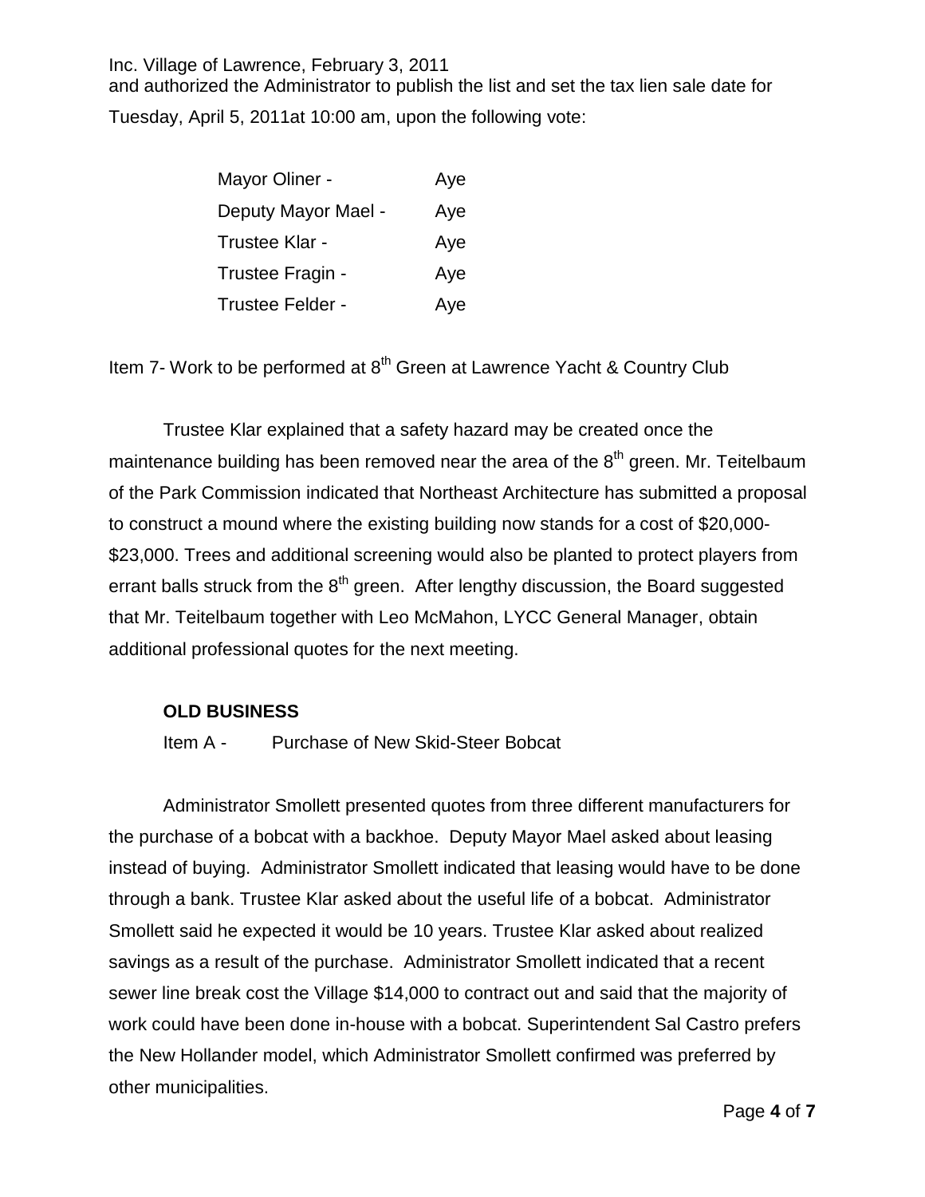and authorized the Administrator to publish the list and set the tax lien sale date for Tuesday, April 5, 2011at 10:00 am, upon the following vote:

| | |
|---|---|
| Mayor Oliner - | Aye |
| Deputy Mayor Mael - | Aye |
| Trustee Klar - | Aye |
| Trustee Fragin - | Aye |
| Trustee Felder - | Aye |

Item 7- Work to be performed at 8th Green at Lawrence Yacht & Country Club

Trustee Klar explained that a safety hazard may be created once the maintenance building has been removed near the area of the 8th green. Mr. Teitelbaum of the Park Commission indicated that Northeast Architecture has submitted a proposal to construct a mound where the existing building now stands for a cost of $20,000-$23,000. Trees and additional screening would also be planted to protect players from errant balls struck from the 8th green. After lengthy discussion, the Board suggested that Mr. Teitelbaum together with Leo McMahon, LYCC General Manager, obtain additional professional quotes for the next meeting.

**OLD BUSINESS**

Item A - Purchase of New Skid-Steer Bobcat

Administrator Smollett presented quotes from three different manufacturers for the purchase of a bobcat with a backhoe. Deputy Mayor Mael asked about leasing instead of buying. Administrator Smollett indicated that leasing would have to be done through a bank. Trustee Klar asked about the useful life of a bobcat. Administrator Smollett said he expected it would be 10 years. Trustee Klar asked about realized savings as a result of the purchase. Administrator Smollett indicated that a recent sewer line break cost the Village $14,000 to contract out and said that the majority of work could have been done in-house with a bobcat. Superintendent Sal Castro prefers the New Hollander model, which Administrator Smollett confirmed was preferred by other municipalities.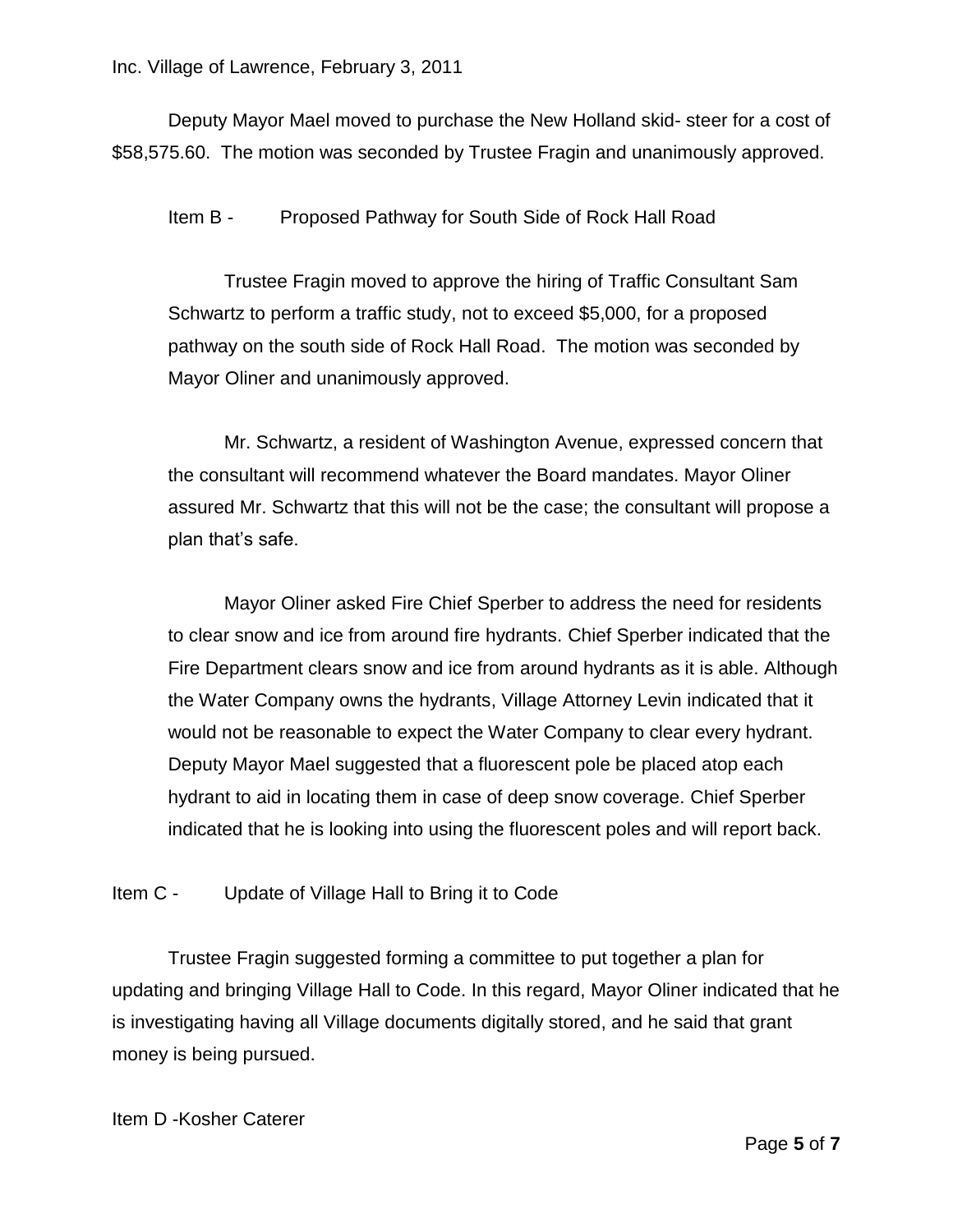Deputy Mayor Mael moved to purchase the New Holland skid- steer for a cost of $58,575.60. The motion was seconded by Trustee Fragin and unanimously approved.

Item B - Proposed Pathway for South Side of Rock Hall Road

Trustee Fragin moved to approve the hiring of Traffic Consultant Sam Schwartz to perform a traffic study, not to exceed $5,000, for a proposed pathway on the south side of Rock Hall Road. The motion was seconded by Mayor Oliner and unanimously approved.

Mr. Schwartz, a resident of Washington Avenue, expressed concern that the consultant will recommend whatever the Board mandates. Mayor Oliner assured Mr. Schwartz that this will not be the case; the consultant will propose a plan that's safe.

Mayor Oliner asked Fire Chief Sperber to address the need for residents to clear snow and ice from around fire hydrants. Chief Sperber indicated that the Fire Department clears snow and ice from around hydrants as it is able. Although the Water Company owns the hydrants, Village Attorney Levin indicated that it would not be reasonable to expect the Water Company to clear every hydrant. Deputy Mayor Mael suggested that a fluorescent pole be placed atop each hydrant to aid in locating them in case of deep snow coverage. Chief Sperber indicated that he is looking into using the fluorescent poles and will report back.

Item C - Update of Village Hall to Bring it to Code

Trustee Fragin suggested forming a committee to put together a plan for updating and bringing Village Hall to Code. In this regard, Mayor Oliner indicated that he is investigating having all Village documents digitally stored, and he said that grant money is being pursued.

Item D -Kosher Caterer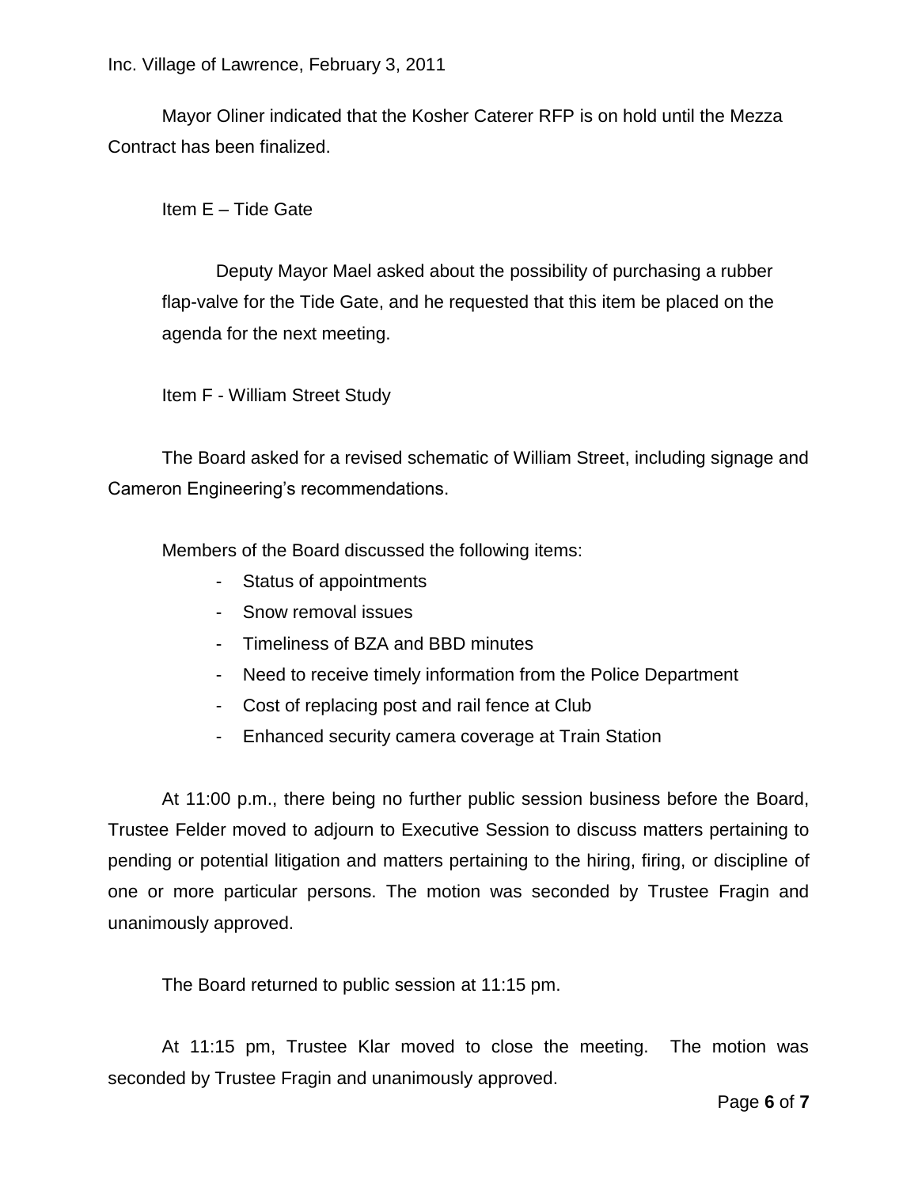Mayor Oliner indicated that the Kosher Caterer RFP is on hold until the Mezza Contract has been finalized.

Item E – Tide Gate

Deputy Mayor Mael asked about the possibility of purchasing a rubber flap-valve for the Tide Gate, and he requested that this item be placed on the agenda for the next meeting.

Item F - William Street Study

The Board asked for a revised schematic of William Street, including signage and Cameron Engineering's recommendations.

Members of the Board discussed the following items:

- Status of appointments
- Snow removal issues
- Timeliness of BZA and BBD minutes
- Need to receive timely information from the Police Department
- Cost of replacing post and rail fence at Club
- Enhanced security camera coverage at Train Station

At 11:00 p.m., there being no further public session business before the Board, Trustee Felder moved to adjourn to Executive Session to discuss matters pertaining to pending or potential litigation and matters pertaining to the hiring, firing, or discipline of one or more particular persons. The motion was seconded by Trustee Fragin and unanimously approved.

The Board returned to public session at 11:15 pm.

At 11:15 pm, Trustee Klar moved to close the meeting. The motion was seconded by Trustee Fragin and unanimously approved.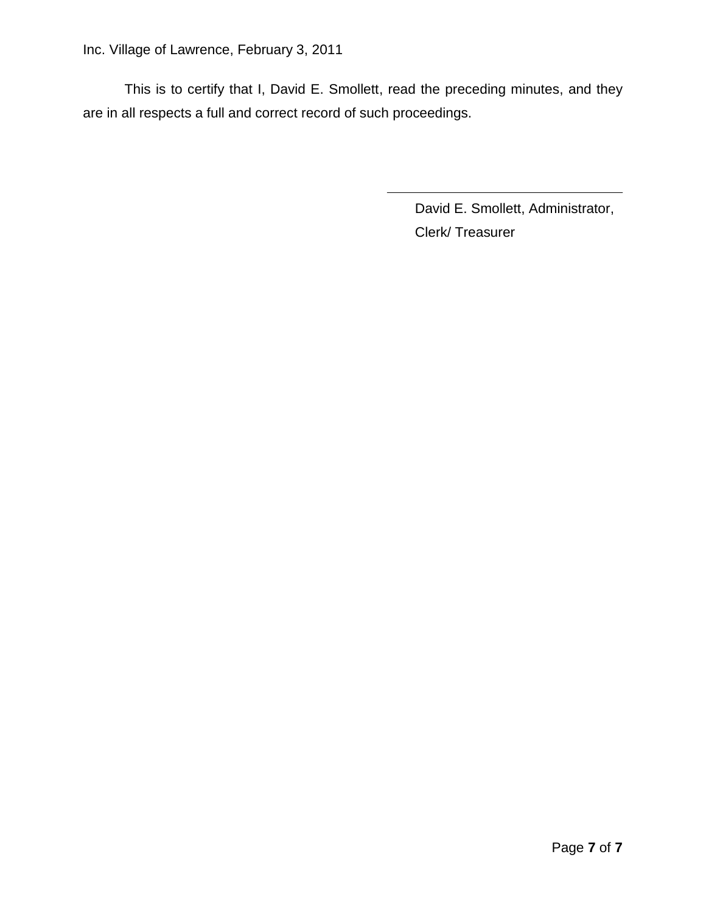This is to certify that I, David E. Smollett, read the preceding minutes, and they are in all respects a full and correct record of such proceedings.

\_\_\_\_\_\_\_\_\_\_\_\_\_\_\_\_\_\_\_\_\_\_\_\_\_\_\_\_\_\_\_\_

David E. Smollett, Administrator,
Clerk/ Treasurer